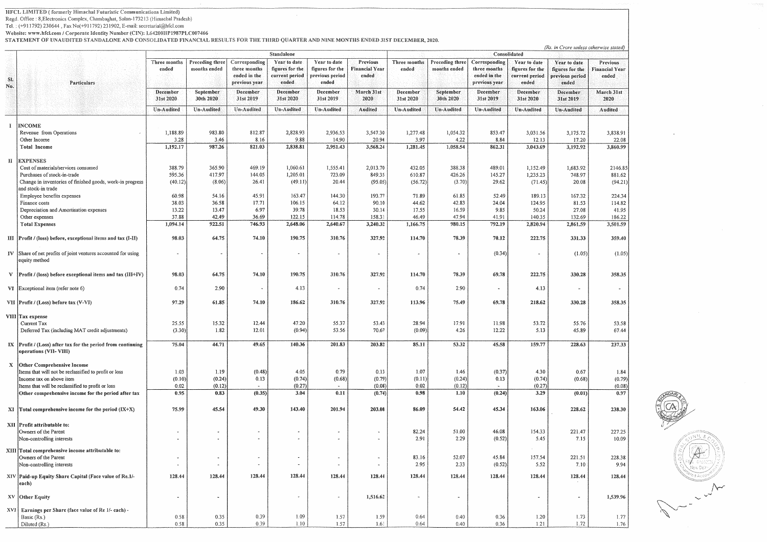**HFCL LIMITED ( formerly Himachal Futuristic Communications Limited)**
Regd. Office : 8,Electronics Complex, Chambaghat, Solan-173213 (Himachal Pradesh)
Tel. : (+911792) 230644 , Fax No(+911792) 231902, E-mail: secretarial@hfcl.com
**Website: www.hfcl.com / Corporate Identity Number (CIN): L64200HP1987PLC007466**

**STATEMENT OF UNAUDITED STANDALONE AND CONSOLIDATED FINANCIAL RESULTS FOR THE THIRD QUARTER AND NINE MONTHS ENDED 31ST DECEMBER, 2020.**

*(Rs. in Crore unless otherwise stated)*

| Sl. No. | Particulars | Standalone | | | | | | Consolidated | | | | | |
|---|---|---|---|---|---|---|---|---|---|---|---|---|---|
| | | Three months ended | Preceding three months ended | Corresponding three months ended in the previous year | Year to date figures for the current period ended | Year to date figures for the previous period ended | Previous Financial Year ended | Three months ended | Preceding three months ended | Corresponding three months ended in the previous year | Year to date figures for the current period ended | Year to date figures for the previous period ended | Previous Financial Year ended |
| | | December 31st 2020 | September 30th 2020 | December 31st 2019 | December 31st 2020 | December 31st 2019 | March 31st 2020 | December 31st 2020 | September 30th 2020 | December 31st 2019 | December 31st 2020 | December 31st 2019 | March 31st 2020 |
| | | Un-Audited | Un-Audited | Un-Audited | Un-Audited | Un-Audited | Audited | Un-Audited | Un-Audited | Un-Audited | Un-Audited | Un-Audited | Audited |
| I | **INCOME** | | | | | | | | | | | | |
| | Revenue from Operations | 1,188.89 | 983.80 | 812.87 | 2,828.93 | 2,936.53 | 3,547.30 | 1,277.48 | 1,054.32 | 853.47 | 3,031.56 | 3,175.72 | 3,838.91 |
| | Other Income | 3.28 | 3.46 | 8.16 | 9.88 | 14.90 | 20.94 | 3.97 | 4.22 | 8.84 | 12.13 | 17.20 | 22.08 |
| | **Total Income** | **1,192.17** | **987.26** | **821.03** | **2,838.81** | **2,951.43** | **3,568.24** | **1,281.45** | **1,058.54** | **862.31** | **3,043.69** | **3,192.92** | **3,860.99** |
| II | **EXPENSES** | | | | | | | | | | | | |
| | Cost of materials/services consumed | 388.79 | 365.90 | 469.19 | 1,060.61 | 1,555.41 | 2,013.70 | 432.05 | 388.38 | 489.01 | 1,152.49 | 1,683.92 | 2146.85 |
| | Purchases of stock-in-trade | 595.36 | 417.97 | 144.05 | 1,205.01 | 723.09 | 849.35 | 610.87 | 426.26 | 145.27 | 1,235.23 | 748.97 | 881.62 |
| | Change in inventories of finished goods, work-in progress and stock-in trade | (40.12) | (8.06) | 26.41 | (49.11) | 20.44 | (95.05) | (56.72) | (3.70) | 29.62 | (71.45) | 20.08 | (94.21) |
| | Employee benefits expenses | 60.98 | 54.16 | 45.91 | 163.47 | 144.30 | 193.77 | 71.89 | 61.85 | 52.49 | 189.13 | 167.32 | 224.34 |
| | Finance costs | 38.03 | 36.58 | 17.71 | 106.15 | 64.12 | 90.10 | 44.62 | 42.83 | 24.04 | 124.95 | 81.53 | 114.82 |
| | Depreciation and Amortisation expenses | 13.22 | 13.47 | 6.97 | 39.78 | 18.53 | 30.14 | 17.55 | 16.59 | 9.85 | 50.24 | 27.08 | 41.95 |
| | Other expenses | 37.88 | 42.49 | 36.69 | 122.15 | 114.78 | 158.31 | 46.49 | 47.94 | 41.91 | 140.35 | 132.69 | 186.22 |
| | **Total Expenses** | **1,094.14** | **922.51** | **746.93** | **2,648.06** | **2,640.67** | **3,240.32** | **1,166.75** | **980.15** | **792.19** | **2,820.94** | **2,861.59** | **3,501.59** |
| III | **Profit / (loss) before, exceptional items and tax (I-II)** | **98.03** | **64.75** | **74.10** | **190.75** | **310.76** | **327.92** | **114.70** | **78.39** | **70.12** | **222.75** | **331.33** | **359.40** |
| IV | Share of net profits of joint ventures accounted for using equity method | - | - | - | - | - | - | - | - | (0.34) | - | (1.05) | (1.05) |
| V | **Profit / (loss) before exceptional items and tax (III+IV)** | **98.03** | **64.75** | **74.10** | **190.75** | **310.76** | **327.92** | **114.70** | **78.39** | **69.78** | **222.75** | **330.28** | **358.35** |
| VI | Exceptional item (refer note 6) | 0.74 | 2.90 | - | 4.13 | - | - | 0.74 | 2.90 | - | 4.13 | - | - |
| VII | **Profit / (Loss) before tax (V-VI)** | **97.29** | **61.85** | **74.10** | **186.62** | **310.76** | **327.92** | **113.96** | **75.49** | **69.78** | **218.62** | **330.28** | **358.35** |
| VIII | **Tax expense** | | | | | | | | | | | | |
| | Current Tax | 25.55 | 15.32 | 12.44 | 47.20 | 55.37 | 53.43 | 28.94 | 17.91 | 11.98 | 53.72 | 55.76 | 53.58 |
| | Deferred Tax (including MAT credit adjustments) | (3.30) | 1.82 | 12.01 | (0.94) | 53.56 | 70.67 | (0.09) | 4.26 | 12.22 | 5.13 | 45.89 | 67.44 |
| IX | **Profit / (Loss) after tax for the period from continuing operations (VII- VIII)** | **75.04** | **44.71** | **49.65** | **140.36** | **201.83** | **203.82** | **85.11** | **53.32** | **45.58** | **159.77** | **228.63** | **237.33** |
| X | **Other Comprehensive Income** | | | | | | | | | | | | |
| | Items that will not be reclassified to profit or loss | 1.03 | 1.19 | (0.48) | 4.05 | 0.79 | 0.13 | 1.07 | 1.46 | (0.37) | 4.30 | 0.67 | 1.84 |
| | Income tax on above item | (0.10) | (0.24) | 0.13 | (0.74) | (0.68) | (0.79) | (0.11) | (0.24) | 0.13 | (0.74) | (0.68) | (0.79) |
| | Items that will be reclassified to profit or loss | 0.02 | (0.12) | - | (0.27) | - | (0.08) | 0.02 | (0.12) | - | (0.27) | - | (0.08) |
| | **Other comprehensive income for the period after tax** | **0.95** | **0.83** | **(0.35)** | **3.04** | **0.11** | **(0.74)** | **0.98** | **1.10** | **(0.24)** | **3.29** | **(0.01)** | **0.97** |
| XI | **Total comprehensive income for the period (IX+X)** | **75.99** | **45.54** | **49.30** | **143.40** | **201.94** | **203.08** | **86.09** | **54.42** | **45.34** | **163.06** | **228.62** | **238.30** |
| XII | **Profit attributable to:** | | | | | | | | | | | | |
| | Owners of the Parent | - | - | - | - | - | - | 82.24 | 51.00 | 46.08 | 154.33 | 221.47 | 227.25 |
| | Non-controlling interests | - | - | - | - | - | - | 2.91 | 2.29 | (0.52) | 5.45 | 7.15 | 10.09 |
| XIII | **Total comprehensive income attributable to:** | | | | | | | | | | | | |
| | Owners of the Parent | - | - | - | - | - | - | 83.16 | 52.07 | 45.84 | 157.54 | 221.51 | 228.38 |
| | Non-controlling interests | - | - | - | - | - | - | 2.95 | 2.33 | (0.52) | 5.52 | 7.10 | 9.94 |
| XIV | **Paid-up Equity Share Capital (Face value of Re.1/- each)** | **128.44** | **128.44** | **128.44** | **128.44** | **128.44** | **128.44** | **128.44** | **128.44** | **128.44** | **128.44** | **128.44** | **128.44** |
| XV | **Other Equity** | - | - | | - | - | **1,516.62** | - | - | | - | - | **1,539.96** |
| XVI | **Earnings per Share (face value of Re 1/- each) -** | | | | | | | | | | | | |
| | Basic (Rs.) | 0.58 | 0.35 | 0.39 | 1.09 | 1.57 | 1.59 | 0.64 | 0.40 | 0.36 | 1.20 | 1.73 | 1.77 |
| | Diluted (Rs.) | 0.58 | 0.35 | 0.39 | 1.10 | 1.57 | 1.61 | 0.64 | 0.40 | 0.36 | 1.21 | 1.72 | 1.76 |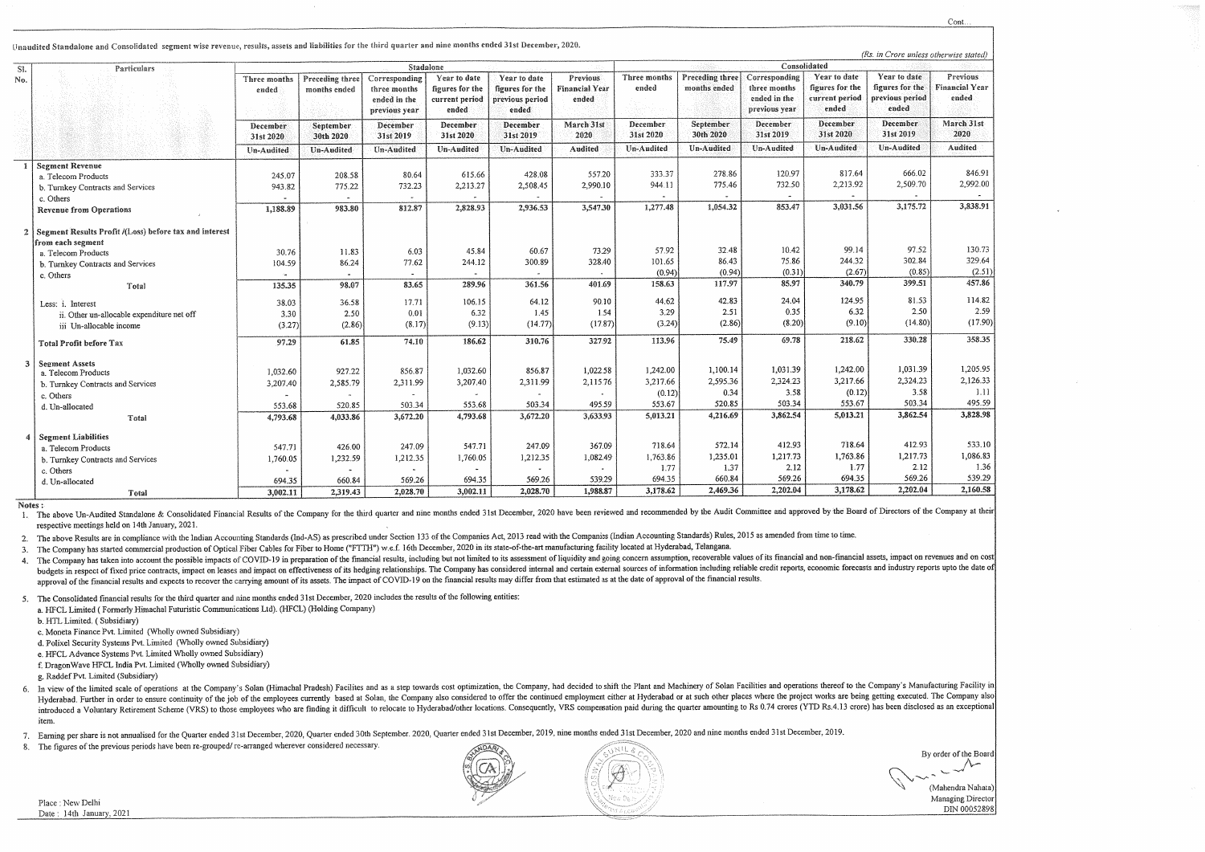Unaudited Standalone and Consolidated segment wise revenue, results, assets and liabilities for the third quarter and nine months ended 31st December, 2020.

(Rs. in Crore unless otherwise stated)

| Sl. No. | Particulars | Stadalone | | | | | | Consolidated | | | | | |
|---|---|---|---|---|---|---|---|---|---|---|---|---|---|
| | | Three months ended | Preceding three months ended | Corresponding three months ended in the previous year | Year to date figures for the current period ended | Year to date figures for the previous period ended | Previous Financial Year ended | Three months ended | Preceding three months ended | Corresponding three months ended in the previous year | Year to date figures for the current period ended | Year to date figures for the previous period ended | Previous Financial Year ended |
| | | December 31st 2020 | September 30th 2020 | December 31st 2019 | December 31st 2020 | December 31st 2019 | March 31st 2020 | December 31st 2020 | September 30th 2020 | December 31st 2019 | December 31st 2020 | December 31st 2019 | March 31st 2020 |
| | | Un-Audited | Un-Audited | Un-Audited | Un-Audited | Un-Audited | Audited | Un-Audited | Un-Audited | Un-Audited | Un-Audited | Un-Audited | Audited |
| 1 | **Segment Revenue** | | | | | | | | | | | | |
| | a. Telecom Products | 245.07 | 208.58 | 80.64 | 615.66 | 428.08 | 557.20 | 333.37 | 278.86 | 120.97 | 817.64 | 666.02 | 846.91 |
| | b. Turnkey Contracts and Services | 943.82 | 775.22 | 732.23 | 2,213.27 | 2,508.45 | 2,990.10 | 944.11 | 775.46 | 732.50 | 2,213.92 | 2,509.70 | 2,992.00 |
| | c. Others | - | - | - | - | - | - | - | - | - | - | - | - |
| | **Revenue from Operations** | 1,188.89 | 983.80 | 812.87 | 2,828.93 | 2,936.53 | 3,547.30 | 1,277.48 | 1,054.32 | 853.47 | 3,031.56 | 3,175.72 | 3,838.91 |
| 2 | **Segment Results Profit /(Loss) before tax and interest from each segment** | | | | | | | | | | | | |
| | a. Telecom Products | 30.76 | 11.83 | 6.03 | 45.84 | 60.67 | 73.29 | 57.92 | 32.48 | 10.42 | 99.14 | 97.52 | 130.73 |
| | b. Turnkey Contracts and Services | 104.59 | 86.24 | 77.62 | 244.12 | 300.89 | 328.40 | 101.65 | 86.43 | 75.86 | 244.32 | 302.84 | 329.64 |
| | c. Others | - | - | - | - | - | - | (0.94) | (0.94) | (0.31) | (2.67) | (0.85) | (2.51) |
| | Total | 135.35 | 98.07 | 83.65 | 289.96 | 361.56 | 401.69 | 158.63 | 117.97 | 85.97 | 340.79 | 399.51 | 457.86 |
| | Less: i. Interest | 38.03 | 36.58 | 17.71 | 106.15 | 64.12 | 90.10 | 44.62 | 42.83 | 24.04 | 124.95 | 81.53 | 114.82 |
| | ii. Other un-allocable expenditure net off | 3.30 | 2.50 | 0.01 | 6.32 | 1.45 | 1.54 | 3.29 | 2.51 | 0.35 | 6.32 | 2.50 | 2.59 |
| | iii Un-allocable income | (3.27) | (2.86) | (8.17) | (9.13) | (14.77) | (17.87) | (3.24) | (2.86) | (8.20) | (9.10) | (14.80) | (17.90) |
| | **Total Profit before Tax** | 97.29 | 61.85 | 74.10 | 186.62 | 310.76 | 327.92 | 113.96 | 75.49 | 69.78 | 218.62 | 330.28 | 358.35 |
| 3 | **Segment Assets** | | | | | | | | | | | | |
| | a. Telecom Products | 1,032.60 | 927.22 | 856.87 | 1,032.60 | 856.87 | 1,022.58 | 1,242.00 | 1,100.14 | 1,031.39 | 1,242.00 | 1,031.39 | 1,205.95 |
| | b. Turnkey Contracts and Services | 3,207.40 | 2,585.79 | 2,311.99 | 3,207.40 | 2,311.99 | 2,115.76 | 3,217.66 | 2,595.36 | 2,324.23 | 3,217.66 | 2,324.23 | 2,126.33 |
| | c. Others | - | - | - | - | - | - | (0.12) | 0.34 | 3.58 | (0.12) | 3.58 | 1.11 |
| | d. Un-allocated | 553.68 | 520.85 | 503.34 | 553.68 | 503.34 | 495.59 | 553.67 | 520.85 | 503.34 | 553.67 | 503.34 | 495.59 |
| | Total | 4,793.68 | 4,033.86 | 3,672.20 | 4,793.68 | 3,672.20 | 3,633.93 | 5,013.21 | 4,216.69 | 3,862.54 | 5,013.21 | 3,862.54 | 3,828.98 |
| 4 | **Segment Liabilities** | | | | | | | | | | | | |
| | a. Telecom Products | 547.71 | 426.00 | 247.09 | 547.71 | 247.09 | 367.09 | 718.64 | 572.14 | 412.93 | 718.64 | 412.93 | 533.10 |
| | b. Turnkey Contracts and Services | 1,760.05 | 1,232.59 | 1,212.35 | 1,760.05 | 1,212.35 | 1,082.49 | 1,763.86 | 1,235.01 | 1,217.73 | 1,763.86 | 1,217.73 | 1,086.83 |
| | c. Others | - | - | - | - | - | - | 1.77 | 1.37 | 2.12 | 1.77 | 2.12 | 1.36 |
| | d. Un-allocated | 694.35 | 660.84 | 569.26 | 694.35 | 569.26 | 539.29 | 694.35 | 660.84 | 569.26 | 694.35 | 569.26 | 539.29 |
| | Total | 3,002.11 | 2,319.43 | 2,028.70 | 3,002.11 | 2,028.70 | 1,988.87 | 3,178.62 | 2,469.36 | 2,202.04 | 3,178.62 | 2,202.04 | 2,160.58 |

**Notes :**

1. The above Un-Audited Standalone & Consolidated Financial Results of the Company for the third quarter and nine months ended 31st December, 2020 have been reviewed and recommended by the Audit Committee and approved by the Board of Directors of the Company at their respective meetings held on 14th January, 2021.
2. The above Results are in compliance with the Indian Accounting Standards (Ind-AS) as prescribed under Section 133 of the Companies Act, 2013 read with the Companies (Indian Accounting Standards) Rules, 2015 as amended from time to time.
3. The Company has started commercial production of Optical Fiber Cables for Fiber to Home ("FTTH") w.e.f. 16th December, 2020 in its state-of-the-art manufacturing facility located at Hyderabad, Telangana.
4. The Company has taken into account the possible impacts of COVID-19 in preparation of the financial results, including but not limited to its assessment of liquidity and going concern assumption, recoverable values of its financial and non-financial assets, impact on revenues and on cost budgets in respect of fixed price contracts, impact on leases and impact on effectiveness of its hedging relationships. The Company has considered internal and certain external sources of information including reliable credit reports, economic forecasts and industry reports upto the date of approval of the financial results and expects to recover the carrying amount of its assets. The impact of COVID-19 on the financial results may differ from that estimated as at the date of approval of the financial results.
5. The Consolidated financial results for the third quarter and nine months ended 31st December, 2020 includes the results of the following entities:
   a. HFCL Limited ( Formerly Himachal Futuristic Communications Ltd). (HFCL) (Holding Company)
   b. HTL Limited. ( Subsidiary)
   c. Moneta Finance Pvt. Limited (Wholly owned Subsidiary)
   d. Polixel Security Systems Pvt. Limited (Wholly owned Subsidiary)
   e. HFCL Advance Systems Pvt. Limited Wholly owned Subsidiary)
   f. DragonWave HFCL India Pvt. Limited (Wholly owned Subsidiary)
   g. Raddef Pvt. Limited (Subsidiary)
6. In view of the limited scale of operations at the Company's Solan (Himachal Pradesh) Facilites and as a step towards cost optimization, the Company, had decided to shift the Plant and Machinery of Solan Facilities and operations thereof to the Company's Manufacturing Facility in Hyderabad. Further in order to ensure continuity of the job of the employees currently based at Solan, the Company also considered to offer the continued employment either at Hyderabad or at such other places where the project works are being getting executed. The Company also introduced a Voluntary Retirement Scheme (VRS) to those employees who are finding it difficult to relocate to Hyderabad/other locations. Consequently, VRS compensation paid during the quarter amounting to Rs 0.74 crores (YTD Rs.4.13 crore) has been disclosed as an exceptional item.
7. Earning per share is not annualised for the Quarter ended 31st December, 2020, Quarter ended 30th September. 2020, Quarter ended 31st December, 2019, nine months ended 31st December, 2020 and nine months ended 31st December, 2019.
8. The figures of the previous periods have been re-grouped/ re-arranged wherever considered necessary.

Place : New Delhi
Date : 14th January, 2021

By order of the Board

(Mahendra Nahata)
Managing Director
DIN 00052898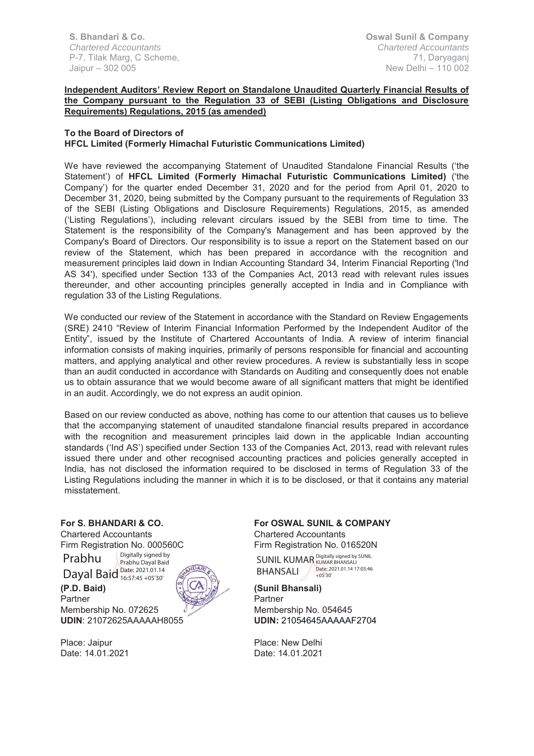**S. Bhandari & Co.**
*Chartered Accountants*
P-7, Tilak Marg, C Scheme,
Jaipur – 302 005

**Oswal Sunil & Company**
*Chartered Accountants*
71, Daryaganj
New Delhi – 110 002

**Independent Auditors' Review Report on Standalone Unaudited Quarterly Financial Results of the Company pursuant to the Regulation 33 of SEBI (Listing Obligations and Disclosure Requirements) Regulations, 2015 (as amended)**

**To the Board of Directors of**
**HFCL Limited (Formerly Himachal Futuristic Communications Limited)**

We have reviewed the accompanying Statement of Unaudited Standalone Financial Results ('the Statement') of **HFCL Limited (Formerly Himachal Futuristic Communications Limited)** ('the Company') for the quarter ended December 31, 2020 and for the period from April 01, 2020 to December 31, 2020, being submitted by the Company pursuant to the requirements of Regulation 33 of the SEBI (Listing Obligations and Disclosure Requirements) Regulations, 2015, as amended ('Listing Regulations'), including relevant circulars issued by the SEBI from time to time. The Statement is the responsibility of the Company's Management and has been approved by the Company's Board of Directors. Our responsibility is to issue a report on the Statement based on our review of the Statement, which has been prepared in accordance with the recognition and measurement principles laid down in Indian Accounting Standard 34, Interim Financial Reporting ('Ind AS 34'), specified under Section 133 of the Companies Act, 2013 read with relevant rules issues thereunder, and other accounting principles generally accepted in India and in Compliance with regulation 33 of the Listing Regulations.

We conducted our review of the Statement in accordance with the Standard on Review Engagements (SRE) 2410 "Review of Interim Financial Information Performed by the Independent Auditor of the Entity", issued by the Institute of Chartered Accountants of India. A review of interim financial information consists of making inquiries, primarily of persons responsible for financial and accounting matters, and applying analytical and other review procedures. A review is substantially less in scope than an audit conducted in accordance with Standards on Auditing and consequently does not enable us to obtain assurance that we would become aware of all significant matters that might be identified in an audit. Accordingly, we do not express an audit opinion.

Based on our review conducted as above, nothing has come to our attention that causes us to believe that the accompanying statement of unaudited standalone financial results prepared in accordance with the recognition and measurement principles laid down in the applicable Indian accounting standards ('Ind AS') specified under Section 133 of the Companies Act, 2013, read with relevant rules issued there under and other recognised accounting practices and policies generally accepted in India, has not disclosed the information required to be disclosed in terms of Regulation 33 of the Listing Regulations including the manner in which it is to be disclosed, or that it contains any material misstatement.

**For S. BHANDARI & CO.**
Chartered Accountants
Firm Registration No. 000560C

Prabhu Dayal Baid
Digitally signed by Prabhu Dayal Baid
Date: 2021.01.14 16:57:45 +05'30'

**(P.D. Baid)**
Partner
Membership No. 072625
**UDIN**: 21072625AAAAAH8055

Place: Jaipur
Date: 14.01.2021

**For OSWAL SUNIL & COMPANY**
Chartered Accountants
Firm Registration No. 016520N

SUNIL KUMAR BHANSALI
Digitally signed by SUNIL KUMAR BHANSALI
Date: 2021.01.14 17:03:46 +05'30'

**(Sunil Bhansali)**
Partner
Membership No. 054645
**UDIN:** 21054645AAAAAF2704

Place: New Delhi
Date: 14.01.2021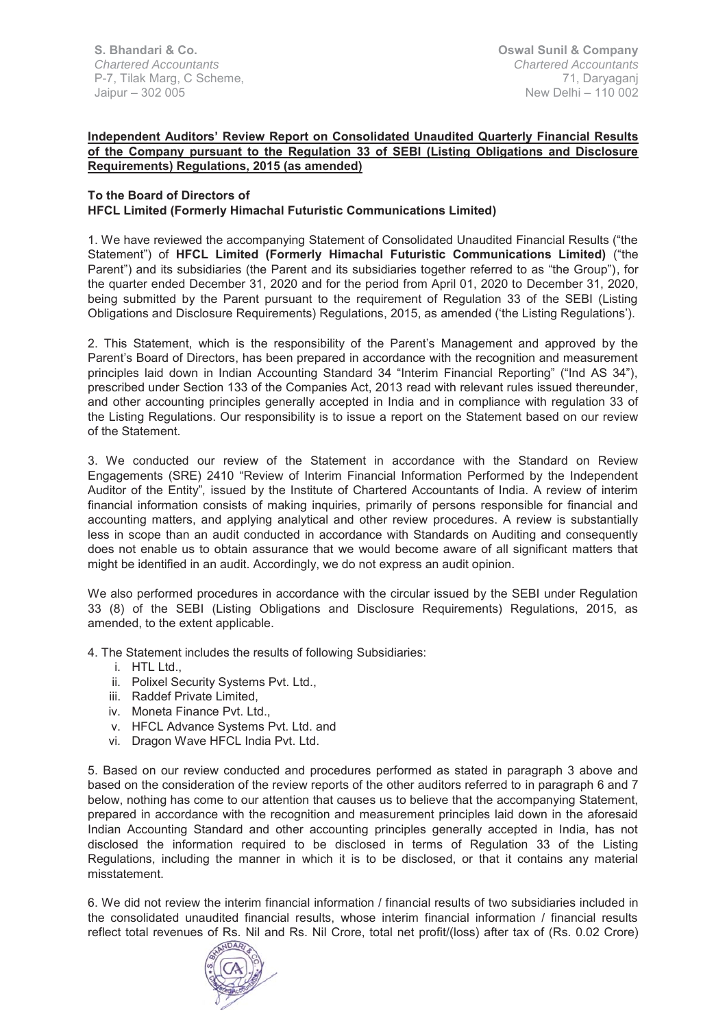S. Bhandari & Co.
*Chartered Accountants*
P-7, Tilak Marg, C Scheme,
Jaipur – 302 005

Oswal Sunil & Company
*Chartered Accountants*
71, Daryaganj
New Delhi – 110 002

**Independent Auditors' Review Report on Consolidated Unaudited Quarterly Financial Results of the Company pursuant to the Regulation 33 of SEBI (Listing Obligations and Disclosure Requirements) Regulations, 2015 (as amended)**

**To the Board of Directors of**
**HFCL Limited (Formerly Himachal Futuristic Communications Limited)**

1. We have reviewed the accompanying Statement of Consolidated Unaudited Financial Results ("the Statement") of **HFCL Limited (Formerly Himachal Futuristic Communications Limited)** ("the Parent") and its subsidiaries (the Parent and its subsidiaries together referred to as "the Group"), for the quarter ended December 31, 2020 and for the period from April 01, 2020 to December 31, 2020, being submitted by the Parent pursuant to the requirement of Regulation 33 of the SEBI (Listing Obligations and Disclosure Requirements) Regulations, 2015, as amended ('the Listing Regulations').

2. This Statement, which is the responsibility of the Parent's Management and approved by the Parent's Board of Directors, has been prepared in accordance with the recognition and measurement principles laid down in Indian Accounting Standard 34 "Interim Financial Reporting" ("Ind AS 34"), prescribed under Section 133 of the Companies Act, 2013 read with relevant rules issued thereunder, and other accounting principles generally accepted in India and in compliance with regulation 33 of the Listing Regulations. Our responsibility is to issue a report on the Statement based on our review of the Statement.

3. We conducted our review of the Statement in accordance with the Standard on Review Engagements (SRE) 2410 "Review of Interim Financial Information Performed by the Independent Auditor of the Entity", issued by the Institute of Chartered Accountants of India. A review of interim financial information consists of making inquiries, primarily of persons responsible for financial and accounting matters, and applying analytical and other review procedures. A review is substantially less in scope than an audit conducted in accordance with Standards on Auditing and consequently does not enable us to obtain assurance that we would become aware of all significant matters that might be identified in an audit. Accordingly, we do not express an audit opinion.

We also performed procedures in accordance with the circular issued by the SEBI under Regulation 33 (8) of the SEBI (Listing Obligations and Disclosure Requirements) Regulations, 2015, as amended, to the extent applicable.

4. The Statement includes the results of following Subsidiaries:
   i. HTL Ltd.,
   ii. Polixel Security Systems Pvt. Ltd.,
   iii. Raddef Private Limited,
   iv. Moneta Finance Pvt. Ltd.,
   v. HFCL Advance Systems Pvt. Ltd. and
   vi. Dragon Wave HFCL India Pvt. Ltd.

5. Based on our review conducted and procedures performed as stated in paragraph 3 above and based on the consideration of the review reports of the other auditors referred to in paragraph 6 and 7 below, nothing has come to our attention that causes us to believe that the accompanying Statement, prepared in accordance with the recognition and measurement principles laid down in the aforesaid Indian Accounting Standard and other accounting principles generally accepted in India, has not disclosed the information required to be disclosed in terms of Regulation 33 of the Listing Regulations, including the manner in which it is to be disclosed, or that it contains any material misstatement.

6. We did not review the interim financial information / financial results of two subsidiaries included in the consolidated unaudited financial results, whose interim financial information / financial results reflect total revenues of Rs. Nil and Rs. Nil Crore, total net profit/(loss) after tax of (Rs. 0.02 Crore)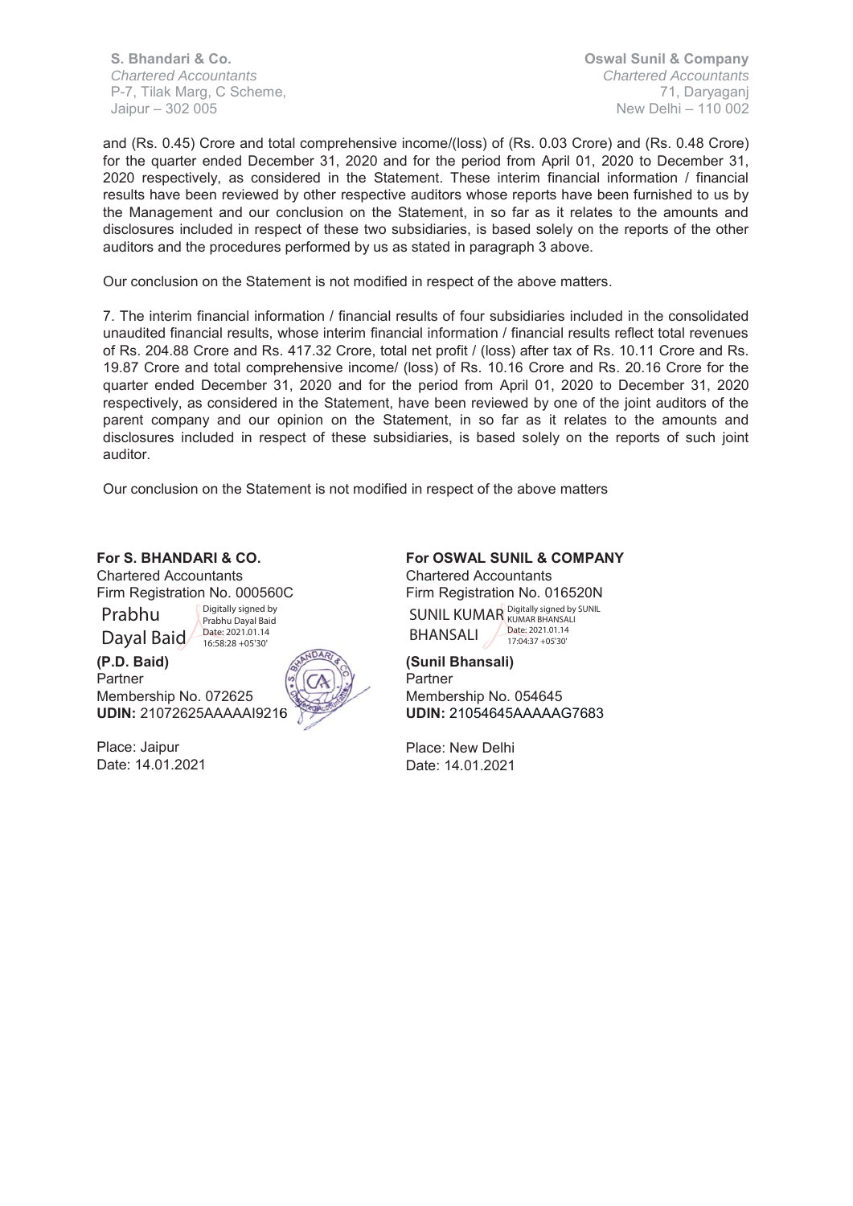and (Rs. 0.45) Crore and total comprehensive income/(loss) of (Rs. 0.03 Crore) and (Rs. 0.48 Crore) for the quarter ended December 31, 2020 and for the period from April 01, 2020 to December 31, 2020 respectively, as considered in the Statement. These interim financial information / financial results have been reviewed by other respective auditors whose reports have been furnished to us by the Management and our conclusion on the Statement, in so far as it relates to the amounts and disclosures included in respect of these two subsidiaries, is based solely on the reports of the other auditors and the procedures performed by us as stated in paragraph 3 above.

Our conclusion on the Statement is not modified in respect of the above matters.

7. The interim financial information / financial results of four subsidiaries included in the consolidated unaudited financial results, whose interim financial information / financial results reflect total revenues of Rs. 204.88 Crore and Rs. 417.32 Crore, total net profit / (loss) after tax of Rs. 10.11 Crore and Rs. 19.87 Crore and total comprehensive income/ (loss) of Rs. 10.16 Crore and Rs. 20.16 Crore for the quarter ended December 31, 2020 and for the period from April 01, 2020 to December 31, 2020 respectively, as considered in the Statement, have been reviewed by one of the joint auditors of the parent company and our opinion on the Statement, in so far as it relates to the amounts and disclosures included in respect of these subsidiaries, is based solely on the reports of such joint auditor.

Our conclusion on the Statement is not modified in respect of the above matters

**For S. BHANDARI & CO.**
Chartered Accountants
Firm Registration No. 000560C

Prabhu Dayal Baid — Digitally signed by Prabhu Dayal Baid Date: 2021.01.14 16:58:28 +05'30'

**(P.D. Baid)**
Partner
Membership No. 072625
**UDIN:** 21072625AAAAAI9216

Place: Jaipur
Date: 14.01.2021

**For OSWAL SUNIL & COMPANY**
Chartered Accountants
Firm Registration No. 016520N

SUNIL KUMAR BHANSALI — Digitally signed by SUNIL KUMAR BHANSALI Date: 2021.01.14 17:04:37 +05'30'

**(Sunil Bhansali)**
Partner
Membership No. 054645
**UDIN:** 21054645AAAAAG7683

Place: New Delhi
Date: 14.01.2021